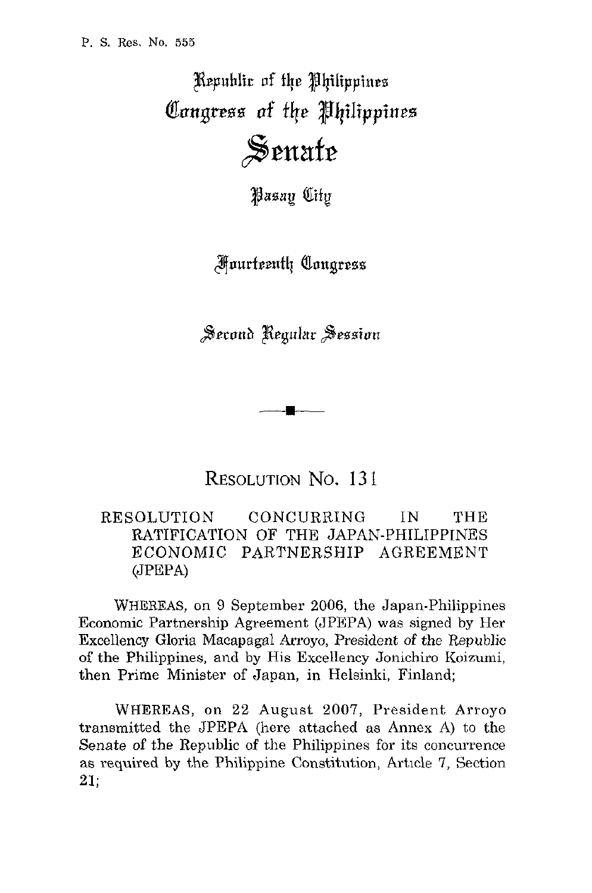P. S. Res. No. 555

# Republic of the Philippines
# Congress of the Philippines
# Senate

Pasay City

## Fourteenth Congress

## Second Regular Session

---

## RESOLUTION No. 131

### RESOLUTION CONCURRING IN THE RATIFICATION OF THE JAPAN-PHILIPPINES ECONOMIC PARTNERSHIP AGREEMENT (JPEPA)

WHEREAS, on 9 September 2006, the Japan-Philippines Economic Partnership Agreement (JPEPA) was signed by Her Excellency Gloria Macapagal Arroyo, President of the Republic of the Philippines, and by His Excellency Jonichiro Koizumi, then Prime Minister of Japan, in Helsinki, Finland;

WHEREAS, on 22 August 2007, President Arroyo transmitted the JPEPA (here attached as Annex A) to the Senate of the Republic of the Philippines for its concurrence as required by the Philippine Constitution, Article 7, Section 21;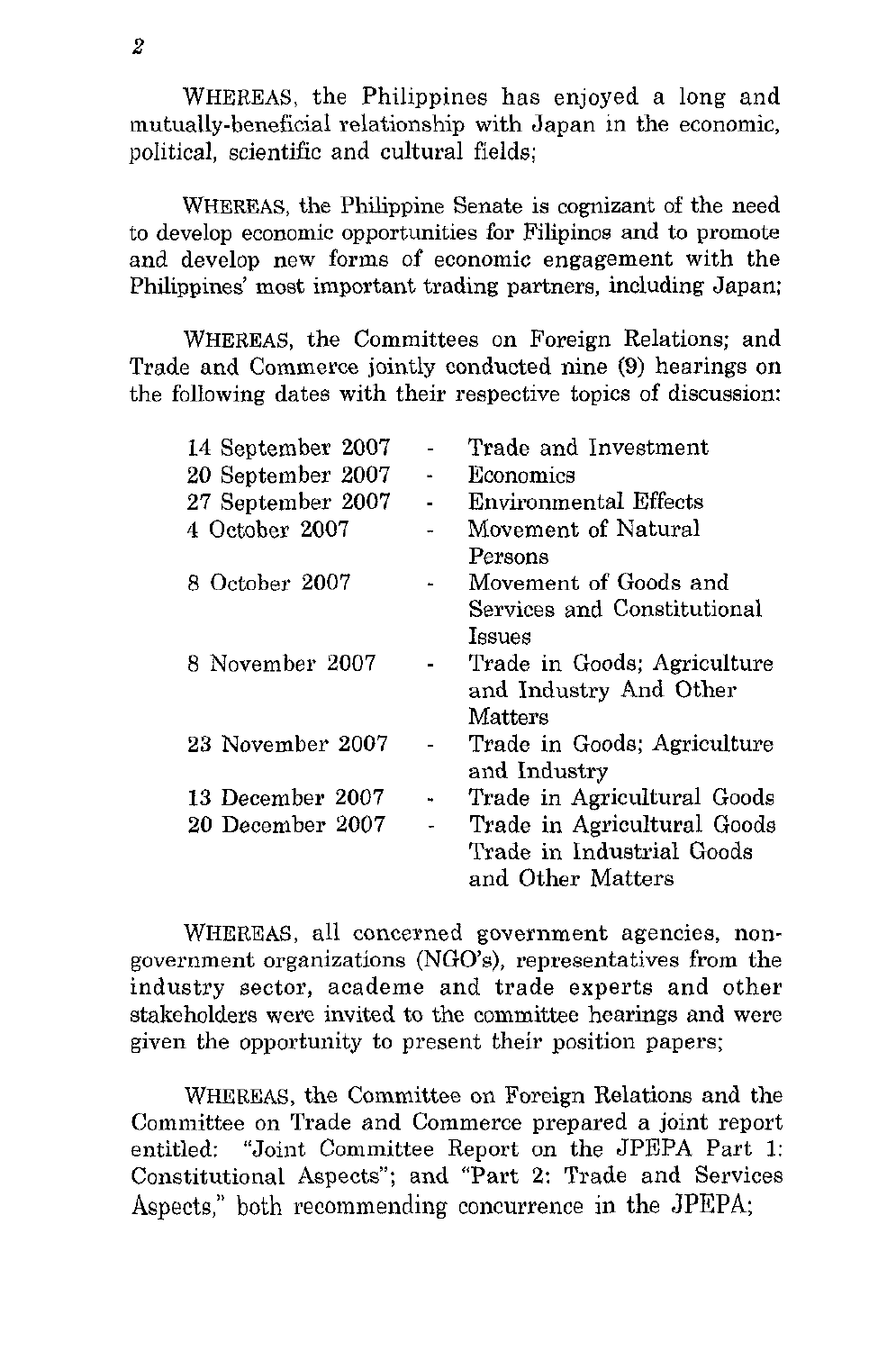WHEREAS, the Philippines has enjoyed a long and mutually-beneficial relationship with Japan in the economic, political, scientific and cultural fields;

WHEREAS, the Philippine Senate is cognizant of the need to develop economic opportunities for Filipinos and to promote and develop new forms of economic engagement with the Philippines' most important trading partners, including Japan;

WHEREAS, the Committees on Foreign Relations; and Trade and Commerce jointly conducted nine (9) hearings on the following dates with their respective topics of discussion:

| | | |
|---|---|---|
| 14 September 2007 | - | Trade and Investment |
| 20 September 2007 | - | Economics |
| 27 September 2007 | - | Environmental Effects |
| 4 October 2007 | - | Movement of Natural Persons |
| 8 October 2007 | - | Movement of Goods and Services and Constitutional Issues |
| 8 November 2007 | - | Trade in Goods; Agriculture and Industry And Other Matters |
| 23 November 2007 | - | Trade in Goods; Agriculture and Industry |
| 13 December 2007 | - | Trade in Agricultural Goods |
| 20 December 2007 | - | Trade in Agricultural Goods Trade in Industrial Goods and Other Matters |

WHEREAS, all concerned government agencies, non-government organizations (NGO's), representatives from the industry sector, academe and trade experts and other stakeholders were invited to the committee hearings and were given the opportunity to present their position papers;

WHEREAS, the Committee on Foreign Relations and the Committee on Trade and Commerce prepared a joint report entitled: "Joint Committee Report on the JPEPA Part 1: Constitutional Aspects"; and "Part 2: Trade and Services Aspects," both recommending concurrence in the JPEPA;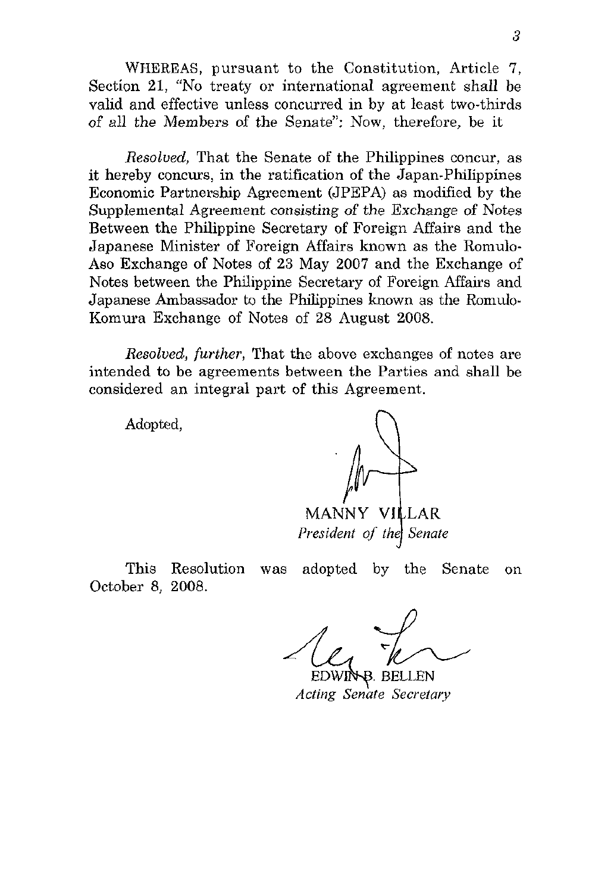WHEREAS, pursuant to the Constitution, Article 7, Section 21, "No treaty or international agreement shall be valid and effective unless concurred in by at least two-thirds of all the Members of the Senate": Now, therefore, be it

*Resolved,* That the Senate of the Philippines concur, as it hereby concurs, in the ratification of the Japan-Philippines Economic Partnership Agreement (JPEPA) as modified by the Supplemental Agreement consisting of the Exchange of Notes Between the Philippine Secretary of Foreign Affairs and the Japanese Minister of Foreign Affairs known as the Romulo-Aso Exchange of Notes of 23 May 2007 and the Exchange of Notes between the Philippine Secretary of Foreign Affairs and Japanese Ambassador to the Philippines known as the Romulo-Komura Exchange of Notes of 28 August 2008.

*Resolved, further,* That the above exchanges of notes are intended to be agreements between the Parties and shall be considered an integral part of this Agreement.

Adopted,

MANNY VILLAR
*President of the Senate*

This Resolution was adopted by the Senate on October 8, 2008.

EDWIN B. BELLEN
*Acting Senate Secretary*